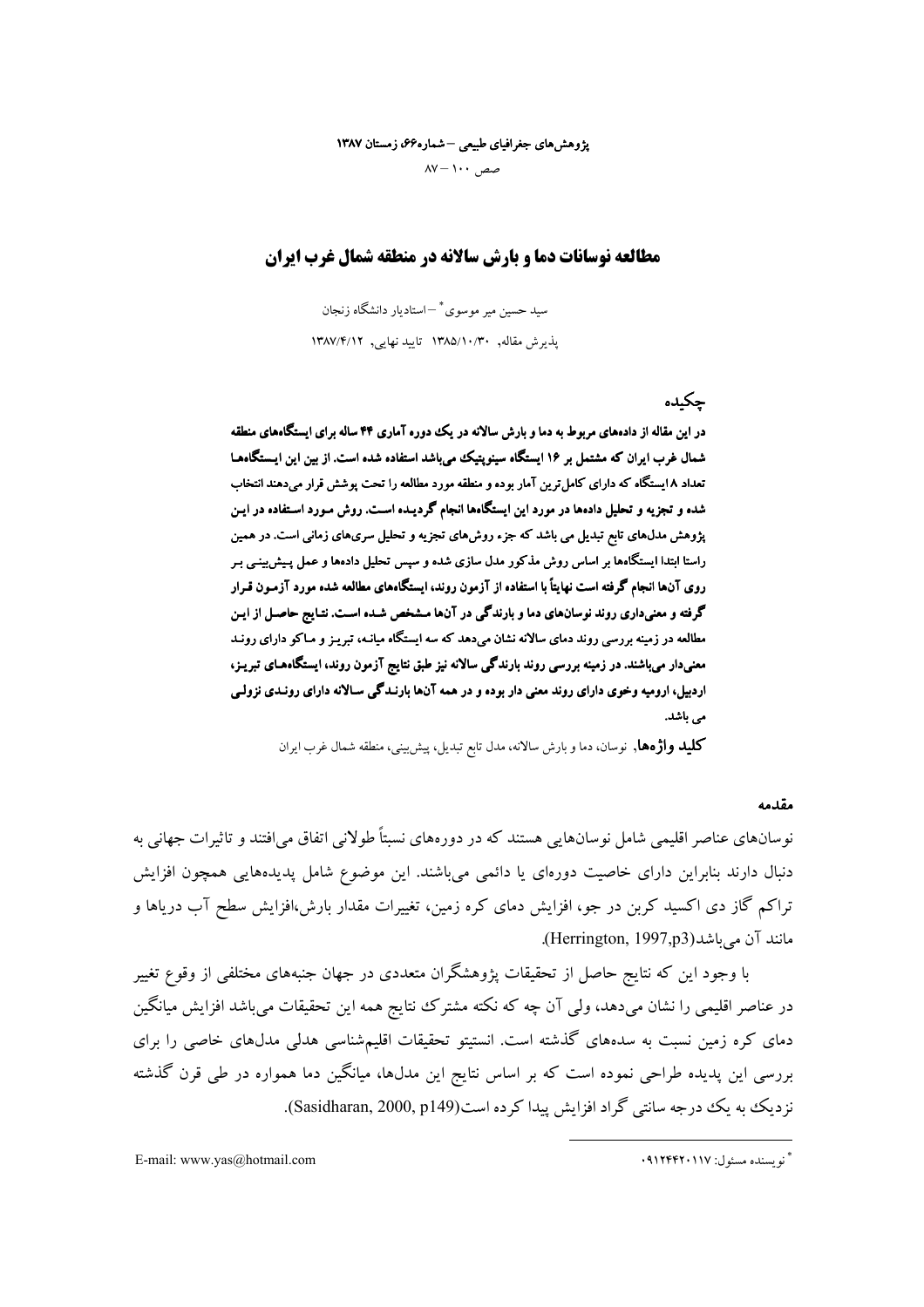# مطالعه نوسانات دما و بارش سالانه در منطقه شمال غرب ایران

سید حسین میر موسوی* – استادیار دانشگاه زنجان

پذیرش مقاله، ۱۳۸۵/۱۰/۳۰ تایید نهایی، ۱۳۸۷/۴/۱۲

## چکیده

**در این مقاله از داده‌های مربوط به دما و بارش سالانه در یک دوره آماری ۴۴ ساله برای ایستگاه‌های منطقه شمال غرب ایران که مشتمل بر ۱۶ ایستگاه سینوپتیک می‌باشد استفاده شده است. از بین این ایستگاه‌ها تعداد ۸ ایستگاه که دارای کامل‌ترین آمار بوده و منطقه مورد مطالعه را تحت پوشش قرار می‌دهند انتخاب شده و تجزیه و تحلیل داده‌ها در مورد این ایستگاه‌ها انجام گردیده است. روش مورد استفاده در این پژوهش مدل‌های تابع تبدیل می باشد که جزء روش‌های تجزیه و تحلیل سری‌های زمانی است. در همین راستا ایستگاه‌ها ابتدا بر اساس روش مذکور مدل سازی شده و سپس تحلیل داده‌ها و عمل پیش‌بینی بر روی آن‌ها انجام گرفته است نهایتاً با استفاده از آزمون روند، ایستگاه‌های مطالعه شده مورد آزمون قرار گرفته و معنی‌داری روند نوسان‌های دما و بارندگی در آن‌ها مشخص شده است. نتایج حاصل از این مطالعه در زمینه بررسی روند دمای سالانه نشان می‌دهد که سه ایستگاه میانه، تبریز و ماکو دارای روند معنی‌دار می‌باشند. در زمینه بررسی روند بارندگی سالانه نیز طبق نتایج آزمون روند، ایستگاه‌های تبریز، اردبیل، ارومیه وخوی دارای روند معنی دار بوده و در همه آن‌ها بارندگی سالانه دارای روندی نزولی می باشد.**

**کلید واژه‌ها**، نوسان، دما و بارش سالانه، مدل تابع تبدیل، پیش‌بینی، منطقه شمال غرب ایران

### مقدمه

نوسان‌های عناصر اقلیمی شامل نوسان‌هایی هستند که در دوره‌های نسبتاً طولانی اتفاق می‌افتند و تاثیرات جهانی به دنبال دارند بنابراین دارای خاصیت دوره‌ای یا دائمی می‌باشند. این موضوع شامل پدیده‌هایی همچون افزایش تراکم گاز دی اکسید کربن در جو، افزایش دمای کره زمین، تغییرات مقدار بارش،افزایش سطح آب دریاها و مانند آن می‌باشد(Herrington, 1997,p3).

با وجود این که نتایج حاصل از تحقیقات پژوهشگران متعددی در جهان جنبه‌های مختلفی از وقوع تغییر در عناصر اقلیمی را نشان می‌دهد، ولی آن چه که نکته مشترک نتایج همه این تحقیقات می‌باشد افزایش میانگین دمای کره زمین نسبت به سده‌های گذشته است. انستیتو تحقیقات اقلیم‌شناسی هدلی مدل‌های خاصی را برای بررسی این پدیده طراحی نموده است که بر اساس نتایج این مدل‌ها، میانگین دما همواره در طی قرن گذشته نزدیک به یک درجه سانتی گراد افزایش پیدا کرده است(Sasidharan, 2000, p149).

---

* نویسنده مسئول: ۰۹۱۲۴۴۲۰۱۱۷

E-mail: www.yas@hotmail.com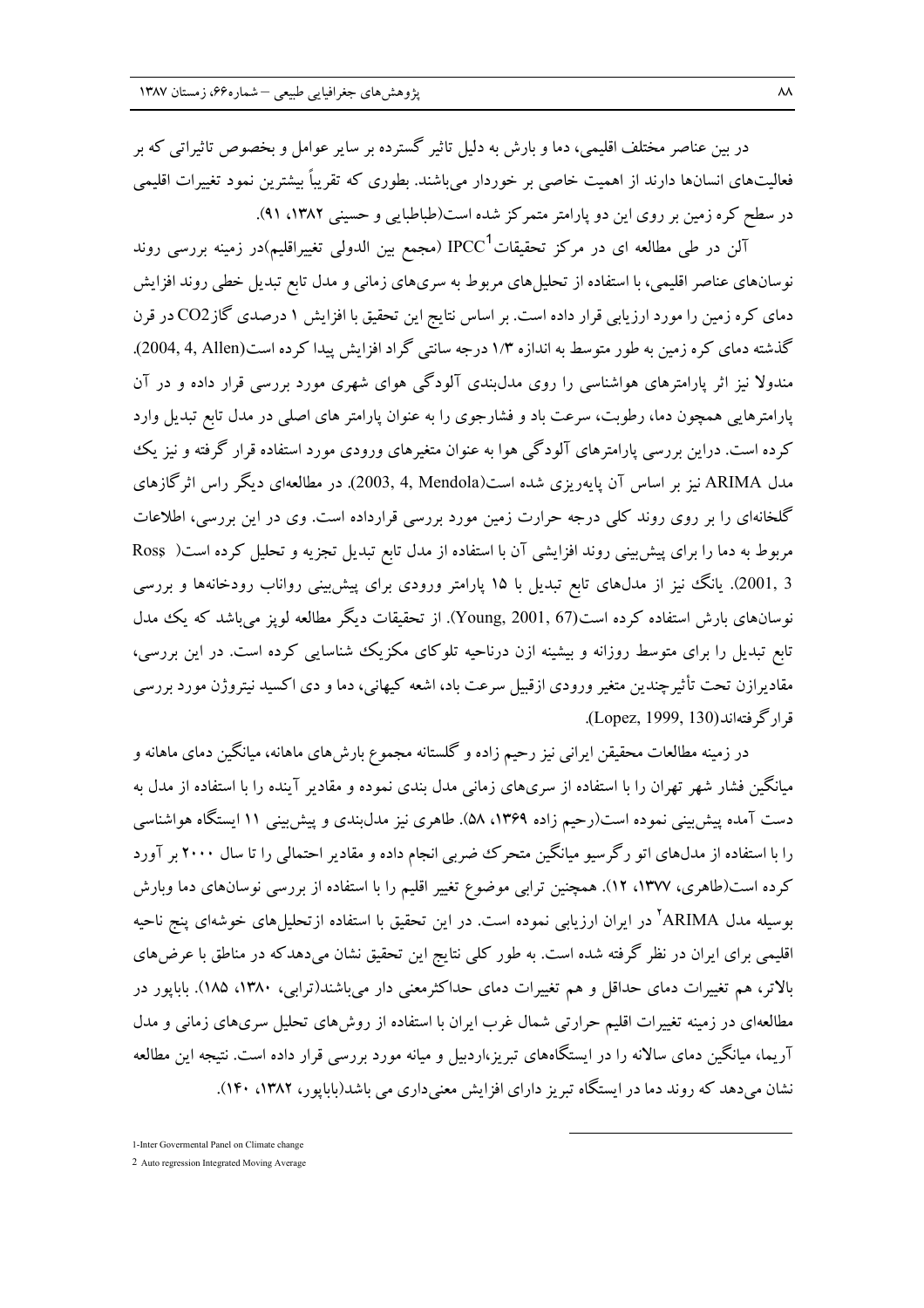در بین عناصر مختلف اقلیمی، دما و بارش به دلیل تاثیر گسترده بر سایر عوامل و بخصوص تاثیراتی که بر فعالیت‌های انسان‌ها دارند از اهمیت خاصی بر خوردار می‌باشند. بطوری که تقریباً بیشترین نمود تغییرات اقلیمی در سطح کره زمین بر روی این دو پارامتر متمرکز شده است(طباطبایی و حسینی ۱۳۸۲، ۹۱).

آلن در طی مطالعه ای در مرکز تحقیقات IPCC[1] (مجمع بین الدولی تغییراقلیم)در زمینه بررسی روند نوسان‌های عناصر اقلیمی، با استفاده از تحلیل‌های مربوط به سری‌های زمانی و مدل تابع تبدیل خطی روند افزایش دمای کره زمین را مورد ارزیابی قرار داده است. بر اساس نتایج این تحقیق با افزایش ۱ درصدی گاز $CO_2$ در قرن گذشته دمای کره زمین به طور متوسط به اندازه ۱/۳ درجه سانتی گراد افزایش پیدا کرده است(Allen, 4, 2004). مندولا نیز اثر پارامترهای هواشناسی را روی مدل‌بندی آلودگی هوای شهری مورد بررسی قرار داده و در آن پارامترهایی همچون دما، رطوبت، سرعت باد و فشارجوی را به عنوان پارامتر های اصلی در مدل تابع تبدیل وارد کرده است. دراین بررسی پارامترهای آلودگی هوا به عنوان متغیرهای ورودی مورد استفاده قرار گرفته و نیز یک مدل ARIMA نیز بر اساس آن پایه‌ریزی شده است(Mendola, 4, 2003). در مطالعه‌ای دیگر راس اثرگازهای گلخانه‌ای را بر روی روند کلی درجه حرارت زمین مورد بررسی قرارداده است. وی در این بررسی، اطلاعات مربوط به دما را برای پیش‌بینی روند افزایشی آن با استفاده از مدل تابع تبدیل تجزیه و تحلیل کرده است( Ross, 3 2001). یانگ نیز از مدل‌های تابع تبدیل با ۱۵ پارامتر ورودی برای پیش‌بینی رواناب رودخانه‌ها و بررسی نوسان‌های بارش استفاده کرده است(Young, 2001, 67). از تحقیقات دیگر مطالعه لوپز می‌باشد که یک مدل تابع تبدیل را برای متوسط روزانه و بیشینه ازن درناحیه تلوکای مکزیک شناسایی کرده است. در این بررسی، مقادیرازن تحت تأثیرچندین متغیر ورودی ازقبیل سرعت باد، اشعه کیهانی، دما و دی اکسید نیتروژن مورد بررسی قرارگرفته‌اند(Lopez, 1999, 130).

در زمینه مطالعات محققین ایرانی نیز رحیم زاده و گلستانه مجموع بارش‌های ماهانه، میانگین دمای ماهانه و میانگین فشار شهر تهران را با استفاده از سری‌های زمانی مدل بندی نموده و مقادیر آینده را با استفاده از مدل به دست آمده پیش‌بینی نموده است(رحیم زاده ۱۳۶۹، ۵۸). طاهری نیز مدل‌بندی و پیش‌بینی ۱۱ ایستگاه هواشناسی را با استفاده از مدل‌های اتو رگرسیو میانگین متحرک ضربی انجام داده و مقادیر احتمالی را تا سال ۲۰۰۰ بر آورد کرده است(طاهری، ۱۳۷۷، ۱۲). همچنین ترابی موضوع تغییر اقلیم را با استفاده از بررسی نوسان‌های دما وبارش بوسیله مدل ARIMA[2] در ایران ارزیابی نموده است. در این تحقیق با استفاده ازتحلیل‌های خوشه‌ای پنج ناحیه اقلیمی برای ایران در نظر گرفته شده است. به طور کلی نتایج این تحقیق نشان می‌دهدکه در مناطق با عرض‌های بالاتر، هم تغییرات دمای حداقل و هم تغییرات دمای حداکثرمعنی دار می‌باشند(ترابی، ۱۳۸۰، ۱۸۵). باباپور در مطالعه‌ای در زمینه تغییرات اقلیم حرارتی شمال غرب ایران با استفاده از روش‌های تحلیل سری‌های زمانی و مدل آریما، میانگین دمای سالانه را در ایستگاه‌های تبریز،اردبیل و میانه مورد بررسی قرار داده است. نتیجه این مطالعه نشان می‌دهد که روند دما در ایستگاه تبریز دارای افزایش معنی‌داری می باشد(باباپور، ۱۳۸۲، ۱۴۰).

---

1-Inter Govermental Panel on Climate change

2 Auto regression Integrated Moving Average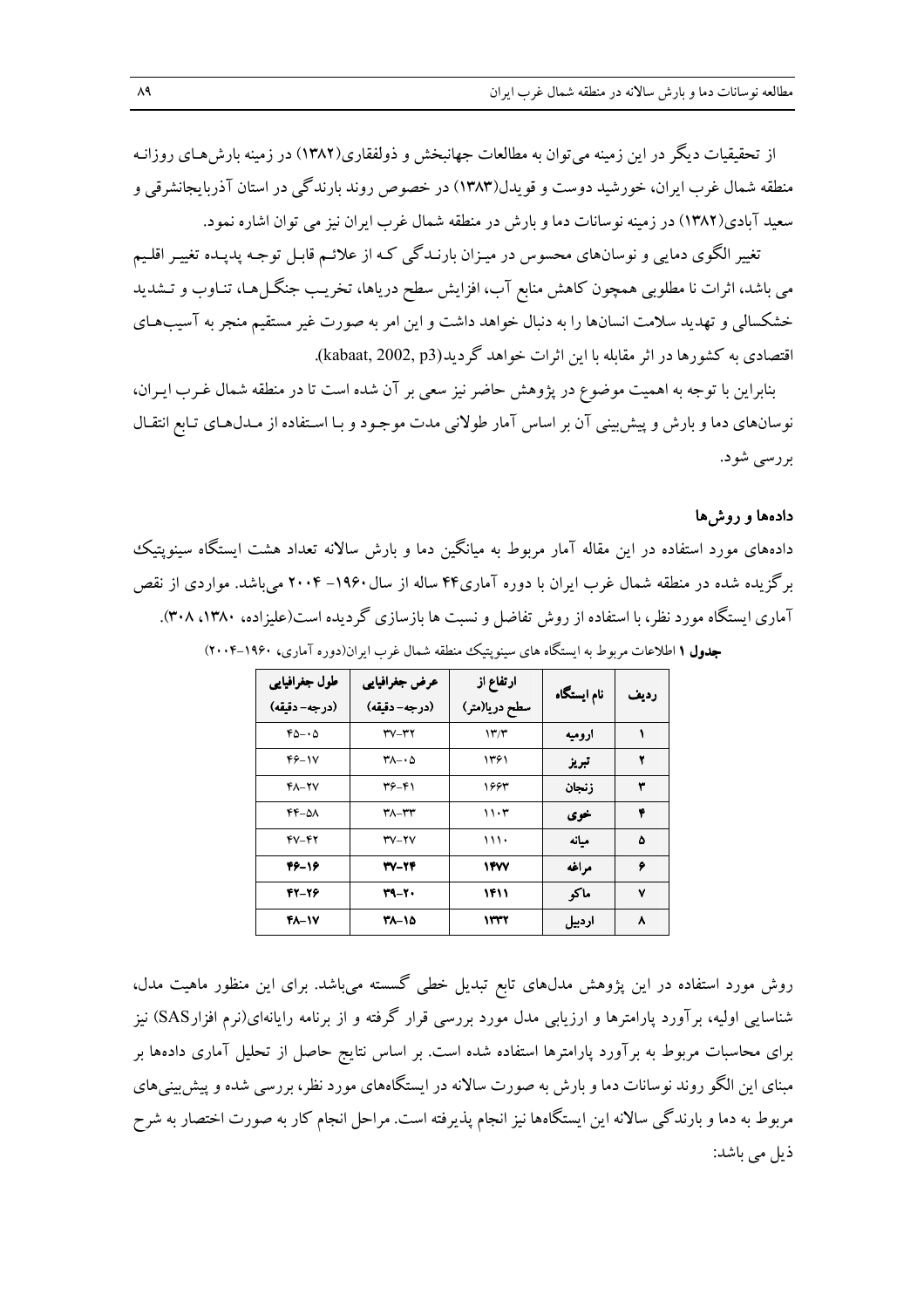از تحقیقات دیگر در این زمینه می‌توان به مطالعات جهانبخش و ذولفقاری(۱۳۸۲) در زمینه بارش‌های روزانه منطقه شمال غرب ایران، خورشید دوست و قویدل(۱۳۸۳) در خصوص روند بارندگی در استان آذربایجانشرقی و سعید آبادی(۱۳۸۲) در زمینه نوسانات دما و بارش در منطقه شمال غرب ایران نیز می توان اشاره نمود.

تغییر الگوی دمایی و نوسان‌های محسوس در میزان بارندگی که از علائم قابل توجه پدیده تغییر اقلیم می باشد، اثرات نا مطلوبی همچون کاهش منابع آب، افزایش سطح دریاها، تخریب جنگل‌ها، تناوب و تشدید خشکسالی و تهدید سلامت انسان‌ها را به دنبال خواهد داشت و این امر به صورت غیر مستقیم منجر به آسیب‌های اقتصادی به کشورها در اثر مقابله با این اثرات خواهد گردید(kabaat, 2002, p3).

بنابراین با توجه به اهمیت موضوع در پژوهش حاضر نیز سعی بر آن شده است تا در منطقه شمال غرب ایران، نوسان‌های دما و بارش و پیش‌بینی آن بر اساس آمار طولانی مدت موجود و با استفاده از مدل‌های تابع انتقال بررسی شود.

## داده‌ها و روش‌ها

داده‌های مورد استفاده در این مقاله آمار مربوط به میانگین دما و بارش سالانه تعداد هشت ایستگاه سینوپتیک برگزیده شده در منطقه شمال غرب ایران با دوره آماری۴۴ ساله از سال ۱۹۶۰- ۲۰۰۴ می‌باشد. مواردی از نقص آماری ایستگاه مورد نظر، با استفاده از روش تفاضل و نسبت ها بازسازی گردیده است(علیزاده، ۱۳۸۰، ۳۰۸).

**جدول ۱** اطلاعات مربوط به ایستگاه های سینوپتیک منطقه شمال غرب ایران(دوره آماری، ۱۹۶۰-۲۰۰۴)

| ردیف | نام ایستگاه | ارتفاع از سطح دریا(متر) | عرض جغرافیایی (درجه- دقیقه) | طول جغرافیایی (درجه- دقیقه) |
|---|---|---|---|---|
| ۱ | ارومیه | ۱۳/۳ | ۳۷-۳۲ | ۴۵-۰۵ |
| ۲ | تبریز | ۱۳۶۱ | ۳۸-۰۵ | ۴۶-۱۷ |
| ۳ | زنجان | ۱۶۶۳ | ۳۶-۴۱ | ۴۸-۲۷ |
| ۴ | خوی | ۱۱۰۳ | ۳۸-۳۳ | ۴۴-۵۸ |
| ۵ | میانه | ۱۱۱۰ | ۳۷-۲۷ | ۴۷-۴۲ |
| ۶ | مراغه | **۱۴۷۷** | **۳۷-۲۴** | **۴۶-۱۶** |
| ۷ | ماکو | **۱۴۱۱** | **۳۹-۲۰** | **۴۲-۲۶** |
| ۸ | اردبیل | **۱۳۳۲** | **۳۸-۱۵** | **۴۸-۱۷** |

روش مورد استفاده در این پژوهش مدل‌های تابع تبدیل خطی گسسته می‌باشد. برای این منظور ماهیت مدل، شناسایی اولیه، برآورد پارامترها و ارزیابی مدل مورد بررسی قرار گرفته و از برنامه رایانه‌ای(نرم افزارSAS) نیز برای محاسبات مربوط به برآورد پارامترها استفاده شده است. بر اساس نتایج حاصل از تحلیل آماری داده‌ها بر مبنای این الگو روند نوسانات دما و بارش به صورت سالانه در ایستگاه‌های مورد نظر، بررسی شده و پیش‌بینی‌های مربوط به دما و بارندگی سالانه این ایستگاه‌ها نیز انجام پذیرفته است. مراحل انجام کار به صورت اختصار به شرح ذیل می باشد: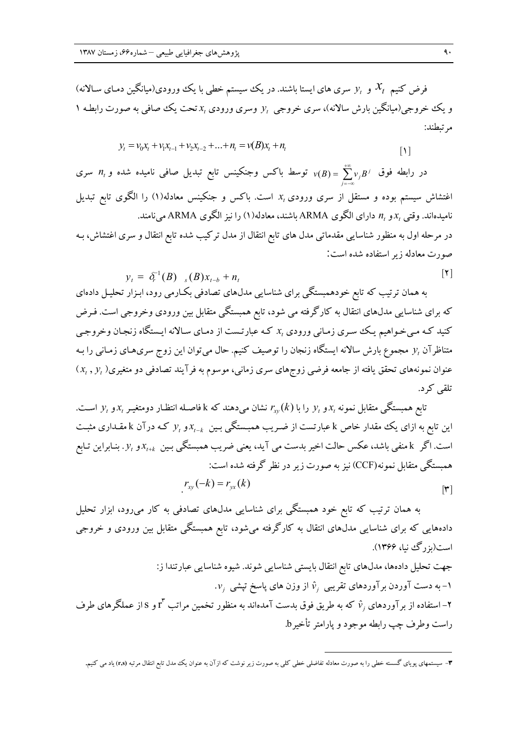فرض کنیم $x_t$ و $y_t$ سری های ایستا باشند. در یک سیستم خطی با یک ورودی(میانگین دمای سالانه) و یک خروجی(میانگین بارش سالانه)، سری خروجی $y_t$ وسری ورودی $x_t$ تحت یک صافی به صورت رابطه ۱ مرتبطند:

$$y_t = v_0 x_t + v_1 x_{t-1} + v_2 x_{t-2} + ... + n_t = v(B)x_t + n_t \qquad [1]$$

در رابطه فوق $v(B) = \sum_{j=-\infty}^{+\infty} v_j B^j$ توسط باکس وجنکینس تابع تبدیل صافی نامیده شده و $n_t$ سری اغتشاش سیستم بوده و مستقل از سری ورودی $x_t$ است. باکس و جنکینس معادله(۱) را الگوی تابع تبدیل نامیده‌اند. وقتی $x_t$ و $n_t$ دارای الگوی ARMA باشند، معادله(۱) را نیز الگوی ARMA می‌نامند.

در مرحله اول به منظور شناسایی مقدماتی مدل های تابع انتقال از مدل ترکیب شده تابع انتقال و سری اغتشاش، به صورت معادله زیر استفاده شده است:

$$y_t = \delta_r^{-1}(B) \quad _s(B)x_{t-b} + n_t \qquad [2]$$

به همان ترتیب که تابع خودهمبستگی برای شناسایی مدل‌های تصادفی بکارمی رود، ابزار تحلیل داده‌ای که برای شناسایی مدل‌های انتقال به کارگرفته می شود، تابع همبستگی متقابل بین ورودی وخروجی است. فرض کنید که می‌خواهیم یک سری زمانی ورودی $x_t$ که عبارتست از دمای سالانه ایستگاه زنجان وخروجی متناظرآن $y_t$ مجموع بارش سالانه ایستگاه زنجان را توصیف کنیم. حال می‌توان این زوج سری‌های زمانی را به عنوان نمونه‌های تحقق یافته از جامعه فرضی زوج‌های سری زمانی، موسوم به فرآیند تصادفی دو متغیری( $x_t$ , $y_t$ ) تلقی کرد.

تابع همبستگی متقابل نمونه $x_t$ و $y_t$ را با $r_{xy}(k)$ نشان می‌دهند که k فاصله انتظار دومتغیر $x_t$ و $y_t$ است. این تابع به ازای یک مقدار خاص k عبارتست از ضریب همبستگی بین $x_{t-k}$ و $y_t$ که درآن k مقداری مثبت است. اگر k منفی باشد، عکس حالت اخیر بدست می آید، یعنی ضریب همبستگی بین $x_{t+k}$ و $y_t$. بنابراین تابع همبستگی متقابل نمونه(CCF) نیز به صورت زیر در نظر گرفته شده است:

$$r_{xy}(-k) = r_{yx}(k) \qquad [3]$$

به همان ترتیب که تابع خود همبستگی برای شناسایی مدل‌های تصادفی به کار می‌رود، ابزار تحلیل داده‌هایی که برای شناسایی مدل‌های انتقال به کارگرفته می‌شود، تابع همبستگی متقابل بین ورودی و خروجی است(بزرگ نیا، ۱۳۶۶).

جهت تحلیل داده‌ها، مدل‌های تابع انتقال بایستی شناسایی شوند. شیوه شناسایی عبارتندا ز:

۱- به دست آوردن برآوردهای تقریبی $\hat{v}_j$ از وزن های پاسخ تپشی $v_j$.

۲- استفاده از برآوردهای $\hat{v}_j$ که به طریق فوق بدست آمده‌اند به منظور تخمین مراتب r[3] و s از عملگرهای طرف راست وطرف چپ رابطه موجود و پارامتر تأخیرb.

---

۳- سیستمهای پویای گسسته خطی را به صورت معادله تفاضلی خطی کلی به صورت زیر نوشت که ازآن به عنوان یک مدل تابع انتقال مرتبه (r,s) یاد می کنیم.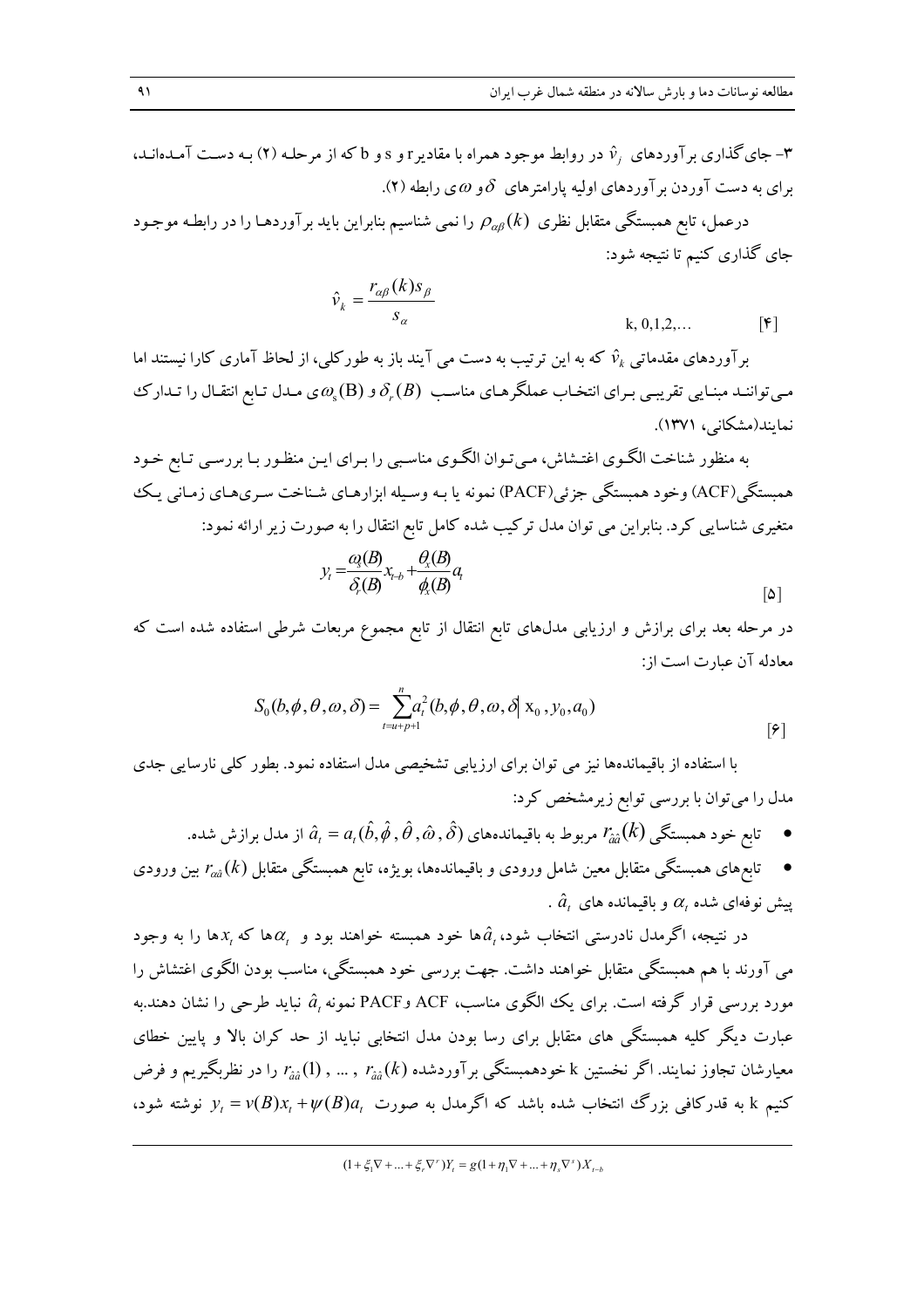۳- جای‌گذاری برآوردهای $\hat{v}_j$ در روابط موجود همراه با مقادیر r و s و b که از مرحله (۲) به دست آمده‌اند، برای به دست آوردن برآوردهای اولیه پارامترهای $\delta$ و $\omega$ ی رابطه (۲).

درعمل، تابع همبستگی متقابل نظری $\rho_{\alpha\beta}(k)$ را نمی شناسیم بنابراین باید برآوردها را در رابطه موجود جای گذاری کنیم تا نتیجه شود:

$$\hat{v}_k = \frac{r_{\alpha\beta}(k)s_\beta}{s_\alpha} \qquad k, 0,1,2,... \qquad [۴]$$

برآوردهای مقدماتی $\hat{v}_k$ که به این ترتیب به دست می آیند باز به طورکلی، از لحاظ آماری کارا نیستند اما می‌توانند مبنایی تقریبی برای انتخاب عملگرهای مناسب $\delta_r(B)$ و $\omega_s(B)$ ی مدل تابع انتقال را تدارک نمایند(مشکانی، ۱۳۷۱).

به منظور شناخت الگوی اغتشاش، می‌توان الگوی مناسبی را برای این منظور با بررسی تابع خود همبستگی(ACF) وخود همبستگی جزئی(PACF) نمونه یا به وسیله ابزارهای شناخت سری‌های زمانی یک متغیری شناسایی کرد. بنابراین می توان مدل ترکیب شده کامل تابع انتقال را به صورت زیر ارائه نمود:

$$y_t = \frac{\omega_s(B)}{\delta_r(B)}x_{t-b} + \frac{\theta_s(B)}{\phi_s(B)}a_t \qquad [۵]$$

در مرحله بعد برای برازش و ارزیابی مدل‌های تابع انتقال از تابع مجموع مربعات شرطی استفاده شده است که معادله آن عبارت است از:

$$S_0(b,\phi,\theta,\omega,\delta) = \sum_{t=u+p+1}^{n} a_t^2(b,\phi,\theta,\omega,\delta \,|\, x_0, y_0, a_0) \qquad [۶]$$

با استفاده از باقیمانده‌ها نیز می توان برای ارزیابی تشخیصی مدل استفاده نمود. بطور کلی نارسایی جدی مدل را می‌توان با بررسی توابع زیرمشخص کرد:

- تابع خود همبستگی $r_{\hat{a}\hat{a}}(k)$ مربوط به باقیمانده‌های $\hat{a}_t = a_t(\hat{b},\hat{\phi},\hat{\theta},\hat{\omega},\hat{\delta})$ از مدل برازش شده.
- تابع‌های همبستگی متقابل معین شامل ورودی و باقیمانده‌ها، بویژه، تابع همبستگی متقابل $r_{\alpha\hat{a}}(k)$ بین ورودی پیش نوفه‌ای شده $\alpha_t$ و باقیمانده های $\hat{a}_t$ .

در نتیجه، اگرمدل نادرستی انتخاب شود، $\hat{a}_t$ها خود همبسته خواهند بود و $\alpha_t$ها که $x_t$ها را به وجود می آورند با هم همبستگی متقابل خواهند داشت. جهت بررسی خود همبستگی، مناسب بودن الگوی اغتشاش را مورد بررسی قرار گرفته است. برای یک الگوی مناسب، ACF وPACF نمونه $\hat{a}_t$ نباید طرحی را نشان دهند.به عبارت دیگر کلیه همبستگی های متقابل برای رسا بودن مدل انتخابی نباید از حد کران بالا و پایین خطای معیارشان تجاوز نمایند. اگر نخستین k خودهمبستگی برآوردشده $r_{\hat{a}\hat{a}}(1)$ , ... , $r_{\hat{a}\hat{a}}(k)$ را در نظربگیریم و فرض کنیم k به قدرکافی بزرگ انتخاب شده باشد که اگرمدل به صورت $y_t = v(B)x_t + \psi(B)a_t$ نوشته شود،

$$(1+\xi_1\nabla+...+\xi_r\nabla^r)Y_t = g(1+\eta_1\nabla+...+\eta_s\nabla^s)X_{t-b}$$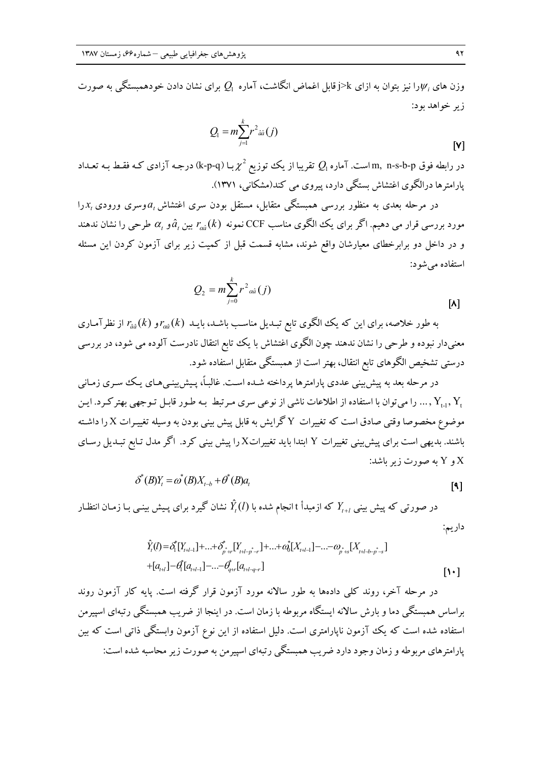وزن های $\psi_i$را نیز بتوان به ازای j>k قابل اغماض انگاشت، آماره $Q_1$ برای نشان دادن خودهمبستگی به صورت زیر خواهد بود:

$$Q_1 = m\sum_{j=1}^{k} r^2_{\hat{a}\hat{a}}(j) \qquad [7]$$

در رابطه فوق m, n-s-b-p است. آماره $Q_1$ تقریبا از یک توزیع $\chi^2$ با (k-p-q) درجه آزادی که فقط به تعداد پارامترها درالگوی اغتشاش بستگی دارد، پیروی می کند(مشکانی، ۱۳۷۱).

در مرحله بعدی به منظور بررسی همبستگی متقابل، مستقل بودن سری اغتشاش $a_t$وسری ورودی $x_t$را مورد بررسی قرار می دهیم. اگر برای یک الگوی مناسب CCF نمونه $r_{\alpha\hat{a}}(k)$ بین $\hat{a}_t$و $\alpha_t$ طرحی را نشان ندهند و در داخل دو برابرخطای معیارشان واقع شوند، مشابه قسمت قبل از کمیت زیر برای آزمون کردن این مسئله استفاده می‌شود:

$$Q_2 = m\sum_{j=0}^{k} r^2_{\alpha\hat{a}}(j) \qquad [8]$$

به طور خلاصه، برای این که یک الگوی تابع تبدیل مناسب باشد، باید $r_{\alpha\hat{a}}(k)$و $r_{\hat{a}\hat{a}}(k)$ از نظرآماری معنی‌دار نبوده و طرحی را نشان ندهند چون الگوی اغتشاش با یک تابع انتقال نادرست آلوده می شود، در بررسی درستی تشخیص الگوهای تابع انتقال، بهتر است از همبستگی متقابل استفاده شود.

در مرحله بعد به پیش‌بینی عددی پارامترها پرداخته شده است. غالباً پیش‌بینی‌های یک سری زمانی $Y_t, Y_{t-1}, \ldots$ را می‌توان با استفاده از اطلاعات ناشی از نوعی سری مرتبط به طور قابل توجهی بهترکرد. این موضوع مخصوصا وقتی صادق است که تغییرات Y گرایش به قابل پیش بینی بودن به وسیله تغییرات X را داشته باشند. بدیهی است برای پیش‌بینی تغییرات Y ابتدا باید تغییراتXرا پیش بینی کرد. اگر مدل تابع تبدیل رسای X و Y به صورت زیر باشد:

$$\delta^*(B)Y_t = \omega^*(B)X_{t-b} + \theta^*(B)a_t \qquad [9]$$

در صورتی که پیش بینی $Y_{t+l}$ که ازمبدأ t انجام شده با $\hat{Y}_t(l)$ نشان گیرد برای پیش بینی با زمان انتظار داریم:

$$\hat{Y}_t(l) = \delta_1^*[Y_{t+l-1}] + \ldots + \delta^*_{p^*+r}[Y_{t+l-p^*-r}] + \ldots + \omega_0^*[X_{t+l-1}] - \ldots - \omega_{p^*+s}[X_{t+l-b-p^*-s}]$$
$$+ [a_{t+l}] - \theta_1^*[a_{t+l-1}] - \ldots - \theta^*_{q+r}[a_{t+l-q-r}] \qquad [10]$$

در مرحله آخر، روند کلی داده‌ها به طور سالانه مورد آزمون قرار گرفته است. پایه کار آزمون روند براساس همبستگی دما و بارش سالانه ایستگاه مربوطه با زمان است. در اینجا از ضریب همبستگی رتبه‌ای اسپیرمن استفاده شده است که یک آزمون ناپارامتری است. دلیل استفاده از این نوع آزمون وابستگی ذاتی است که بین پارامترهای مربوطه و زمان وجود دارد ضریب همبستگی رتبه‌ای اسپیرمن به صورت زیر محاسبه شده است: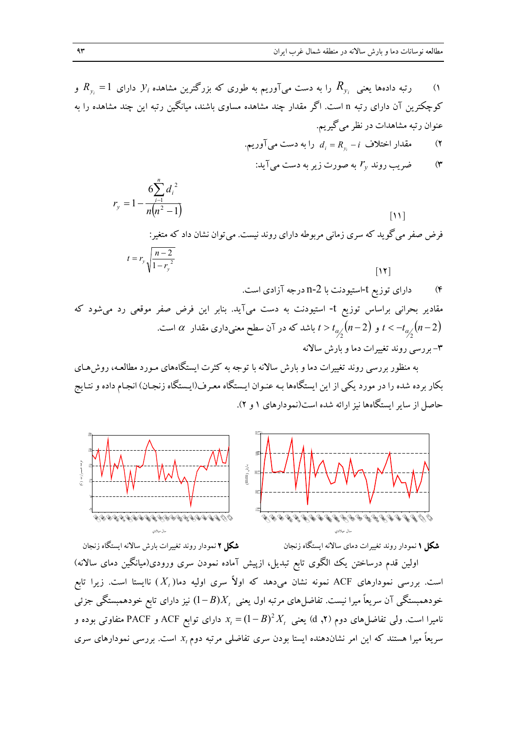۱) رتبه داده‌ها یعنی $R_{y_i}$ را به دست می‌آوریم به طوری که بزرگترین مشاهده $y_i$ دارای $R_{y_i}=1$ و کوچکترین آن دارای رتبه n است. اگر مقدار چند مشاهده مساوی باشند، میانگین رتبه این چند مشاهده را به عنوان رتبه مشاهدات در نظر می‌گیریم.

۲) مقدار اختلاف $d_i = R_{y_i} - i$ را به دست می‌آوریم.

۳) ضریب روند $r_y$ به صورت زیر به دست می‌آید:

$$r_y = 1 - \frac{6\sum_{i=1}^{n} d_i^2}{n(n^2-1)} \qquad [11]$$

فرض صفر می‌گوید که سری زمانی مربوطه دارای روند نیست. می‌توان نشان داد که متغیر:

$$t = r_y \sqrt{\frac{n-2}{1-r_y^2}} \qquad [12]$$

۴) دارای توزیع t-استیودنت با n-2 درجه آزادی است.

مقادیر بحرانی براساس توزیع t- استیودنت به دست می‌آید. بنابر این فرض صفر موقعی رد می‌شود که $t > t_{\alpha/2}(n-2)$ و $t < -t_{\alpha/2}(n-2)$ باشد که در آن سطح معنی‌داری مقدار $\alpha$ است.

۳- بررسی روند تغییرات دما و بارش سالانه

به منظور بررسی روند تغییرات دما و بارش سالانه با توجه به کثرت ایستگاه‌های مـورد مطالعـه، روش‌هـای بکار برده شده را در مورد یکی از این ایستگاه‌ها بـه عنـوان ایـستگاه معـرف(ایـستگاه زنجـان) انجـام داده و نتـایج حاصل از سایر ایستگاه‌ها نیز ارائه شده است(نمودارهای ۱ و ۲).

**شکل ۱** نمودار روند تغییرات دمای سالانه ایستگاه زنجان

**شکل ۲** نمودار روند تغییرات بارش سالانه ایستگاه زنجان

اولین قدم درساختن یک الگوی تابع تبدیل، ازپیش آماده نمودن سری ورودی(میانگین دمای سالانه) است. بررسی نمودارهای ACF نمونه نشان می‌دهد که اولاً سری اولیه دما($X_t$) ناایستا است. زیرا تابع خودهمبستگی آن سریعاً میرا نیست. تفاضل‌های مرتبه اول یعنی $(1-B)X_t$ نیز دارای تابع خودهمبستگی جزئی نامیرا است. ولی تفاضل‌های دوم (d ,۲) یعنی $x_t = (1-B)^2 X_t$ دارای توابع ACF و PACF متفاوتی بوده و سریعاً میرا هستند که این امر نشان‌دهنده ایستا بودن سری تفاضلی مرتبه دوم $x_t$ است. بررسی نمودارهای سری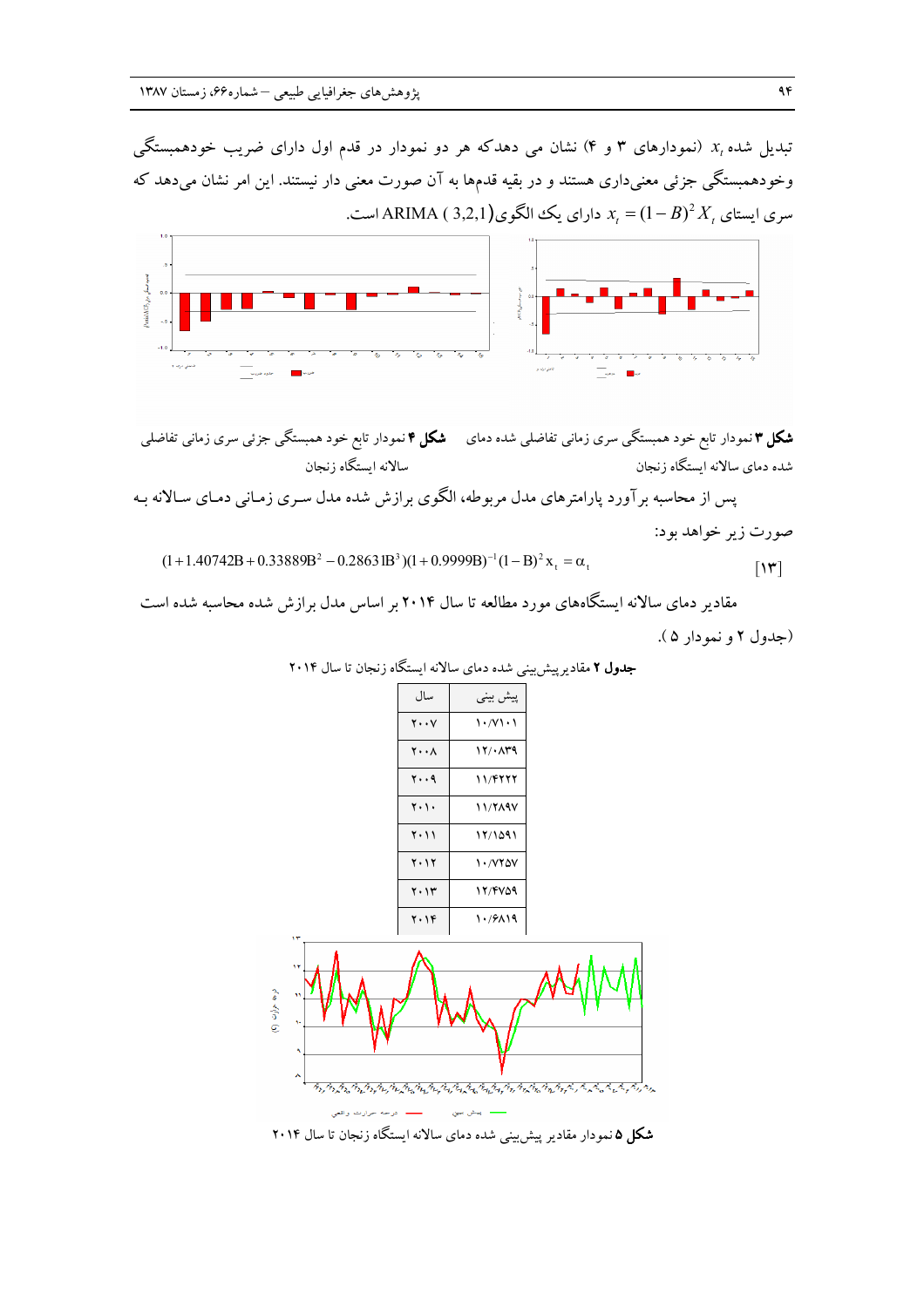تبدیل شده $x_t$ (نمودارهای ۳ و ۴) نشان می دهدکه هر دو نمودار در قدم اول دارای ضریب خودهمبستگی وخودهمبستگی جزئی معنی‌داری هستند و در بقیه قدم‌ها به آن صورت معنی دار نیستند. این امر نشان می‌دهد که سری ایستای $x_t = (1-B)^2 X_t$ دارای یک الگوی ARIMA (3,2,1) است.

**شکل ۳** نمودار تابع خود همبستگی سری زمانی تفاضلی شده دمای سالانه ایستگاه زنجان

**شکل ۴** نمودار تابع خود همبستگی جزئی سری زمانی تفاضلی سالانه ایستگاه زنجان

پس از محاسبه برآورد پارامترهای مدل مربوطه، الگوی برازش شده مدل سری زمانی دمای سالانه به صورت زیر خواهد بود:

$$(1+1.40742B+0.33889B^2-0.28631B^3)(1+0.9999B)^{-1}(1-B)^2 x_t = \alpha_t \quad [13]$$

مقادیر دمای سالانه ایستگاه‌های مورد مطالعه تا سال ۲۰۱۴ بر اساس مدل برازش شده محاسبه شده است (جدول ۲ و نمودار ۵).

**جدول ۲** مقادیرپیش‌بینی شده دمای سالانه ایستگاه زنجان تا سال ۲۰۱۴

| سال | پیش بینی |
|---|---|
| ۲۰۰۷ | ۱۰/۷۱۰۱ |
| ۲۰۰۸ | ۱۲/۰۸۳۹ |
| ۲۰۰۹ | ۱۱/۴۲۲۲ |
| ۲۰۱۰ | ۱۱/۲۸۹۷ |
| ۲۰۱۱ | ۱۲/۱۵۹۱ |
| ۲۰۱۲ | ۱۰/۷۲۵۷ |
| ۲۰۱۳ | ۱۲/۴۷۵۹ |
| ۲۰۱۴ | ۱۰/۶۸۱۹ |

**شکل ۵** نمودار مقادیر پیش‌بینی شده دمای سالانه ایستگاه زنجان تا سال ۲۰۱۴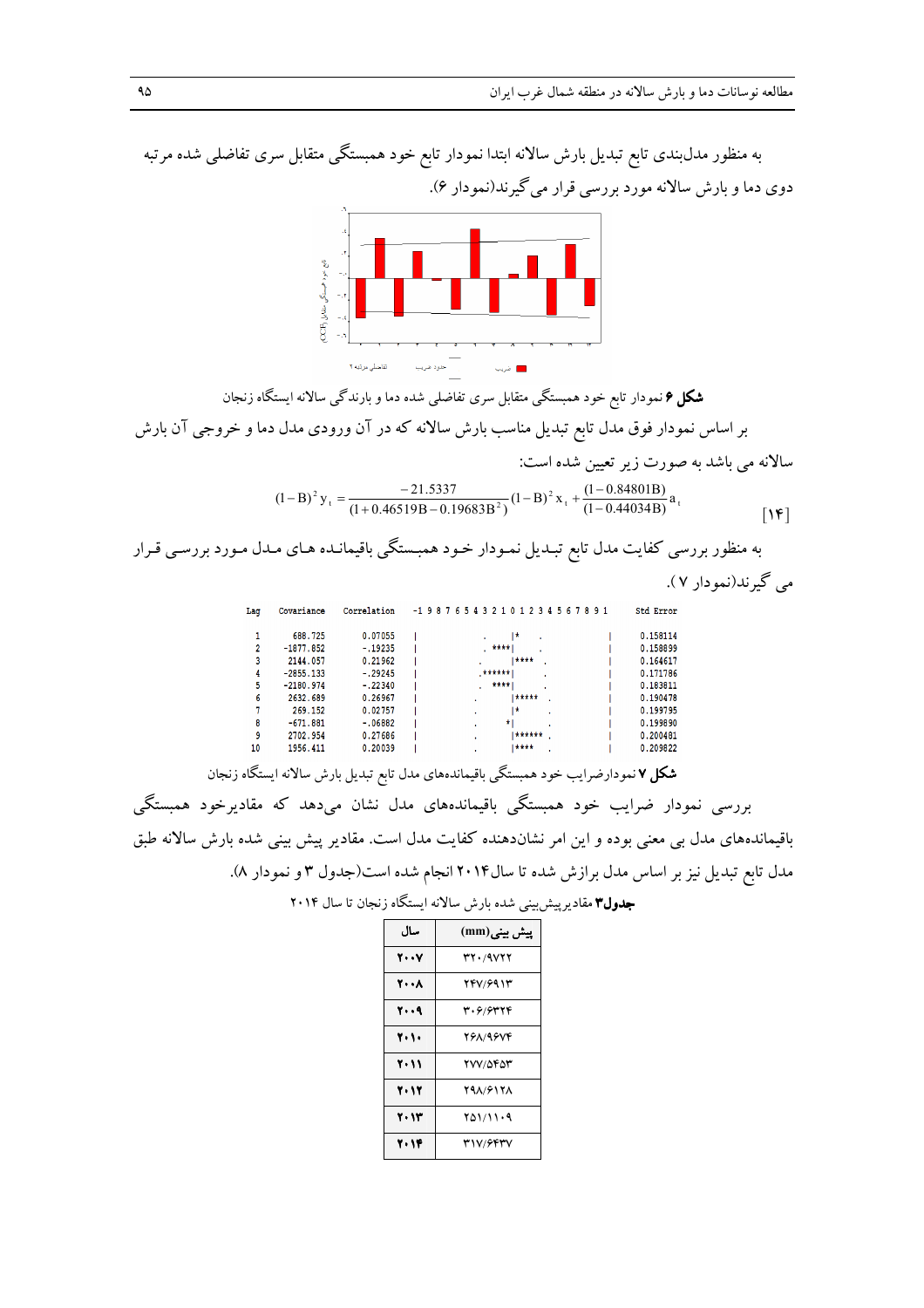به منظور مدل‌بندی تابع تبدیل بارش سالانه ابتدا نمودار تابع خود همبستگی متقابل سری تفاضلی شده مرتبه دوی دما و بارش سالانه مورد بررسی قرار می‌گیرند(نمودار ۶).

**شکل ۶** نمودار تابع خود همبستگی متقابل سری تفاضلی شده دما و بارندگی سالانه ایستگاه زنجان

بر اساس نمودار فوق مدل تابع تبدیل مناسب بارش سالانه که در آن ورودی مدل دما و خروجی آن بارش سالانه می باشد به صورت زیر تعیین شده است:

$$(1-B)^2 y_t = \frac{-21.5337}{(1+0.46519B-0.19683B^2)}(1-B)^2 x_t + \frac{(1-0.84801B)}{(1-0.44034B)} a_t \qquad [14]$$

به منظور بررسی کفایت مدل تابع تبدیل نمودار خود همبستگی باقیمانده های مدل مورد بررسی قرار می گیرند(نمودار ۷).

```
Lag   Covariance   Correlation   -1 9 8 7 6 5 4 3 2 1 0 1 2 3 4 5 6 7 8 9 1      Std Error

 1      688.725     0.07055     |           .    |*    .              |      0.158114
 2    -1877.852     -.19235     |           . ****|    .              |      0.158899
 3     2144.057     0.21962     |           .    |****  .             |      0.164617
 4    -2855.133     -.29245     |           .******|    .             |      0.171786
 5    -2180.974     -.22340     |           .  ****|    .             |      0.183811
 6     2632.689     0.26967     |          .     |*****  .            |      0.190478
 7      269.152     0.02757     |          .     |*      .            |      0.199795
 8     -671.881     -.06882     |          .    *|       .            |      0.199890
 9     2702.954     0.27686     |          .     |****** .            |      0.200481
10     1956.411     0.20039     |          .     |****   .            |      0.209822
```

**شکل ۷** نمودارضرایب خود همبستگی باقیمانده‌های مدل تابع تبدیل بارش سالانه ایستگاه زنجان

بررسی نمودار ضرایب خود همبستگی باقیمانده‌های مدل نشان می‌دهد که مقادیرخود همبستگی باقیمانده‌های مدل بی معنی بوده و این امر نشان‌دهنده کفایت مدل است. مقادیر پیش بینی شده بارش سالانه طبق مدل تابع تبدیل نیز بر اساس مدل برازش شده تا سال۲۰۱۴ انجام شده است(جدول ۳ و نمودار ۸).

**جدول۳** مقادیرپیش‌بینی شده بارش سالانه ایستگاه زنجان تا سال ۲۰۱۴

| سال | پیش بینی(mm) |
| --- | --- |
| ۲۰۰۷ | ۳۲۰/۹۷۲۲ |
| ۲۰۰۸ | ۲۴۷/۶۹۱۳ |
| ۲۰۰۹ | ۳۰۶/۶۳۲۴ |
| ۲۰۱۰ | ۲۶۸/۹۶۷۴ |
| ۲۰۱۱ | ۲۷۷/۵۴۵۳ |
| ۲۰۱۲ | ۲۹۸/۶۱۲۸ |
| ۲۰۱۳ | ۲۵۱/۱۱۰۹ |
| ۲۰۱۴ | ۳۱۷/۶۴۳۷ |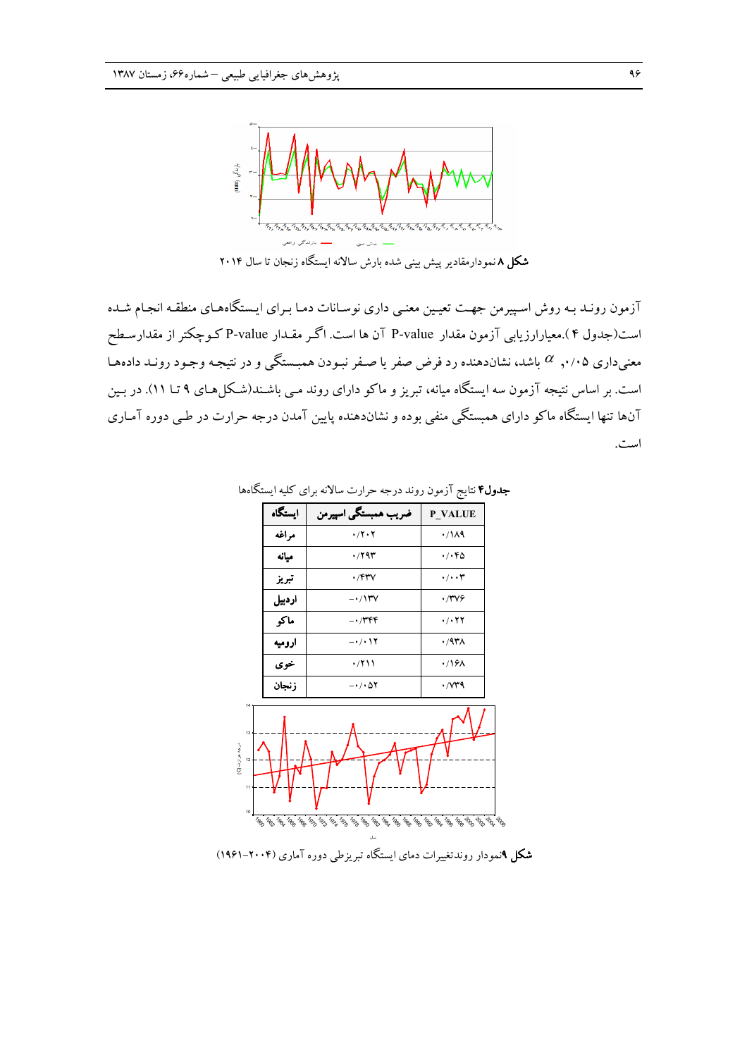**شکل ۸** نمودارمقادیر پیش بینی شده بارش سالانه ایستگاه زنجان تا سال ۲۰۱۴

آزمون رونـد بـه روش اسـپیرمن جهـت تعیـین معنـی داری نوسـانات دمـا بـرای ایسـتگاه‌هـای منطقـه انجـام شـده است(جدول ۴ ).معیارارزیابی آزمون مقدار P-value آن ها است. اگـر مقـدار P-value کـوچکتر از مقدارسـطح معنی‌داری ۰/۰۵ ,$\alpha$ باشد، نشان‌دهنده رد فرض صفر یا صـفر نبـودن همبسـتگی و در نتیجـه وجـود رونـد داده‌هـا است. بر اساس نتیجه آزمون سه ایستگاه میانه، تبریز و ماکو دارای روند مـی باشـند(شـکل‌هـای ۹ تـا ۱۱). در بـین آن‌ها تنها ایستگاه ماکو دارای همبستگی منفی بوده و نشان‌دهنده پایین آمدن درجه حرارت در طـی دوره آمـاری است.

**جدول۴** نتایج آزمون روند درجه حرارت سالانه برای کلیه ایستگاه‌ها

| ایستگاه | ضریب همبستگی اسپیرمن | P_VALUE |
|---|---|---|
| مراغه | ۰/۲۰۲ | ۰/۱۸۹ |
| میانه | ۰/۲۹۳ | ۰/۰۴۵ |
| تبریز | ۰/۴۳۷ | ۰/۰۰۳ |
| اردبیل | -۰/۱۳۷ | ۰/۳۷۶ |
| ماکو | -۰/۳۴۴ | ۰/۰۲۲ |
| ارومیه | -۰/۰۱۲ | ۰/۹۳۸ |
| خوی | ۰/۲۱۱ | ۰/۱۶۸ |
| زنجان | -۰/۰۵۲ | ۰/۷۳۹ |

**شکل ۹**نمودار روندتغییرات دمای ایستگاه تبریزطی دوره آماری (۲۰۰۴-۱۹۶۱)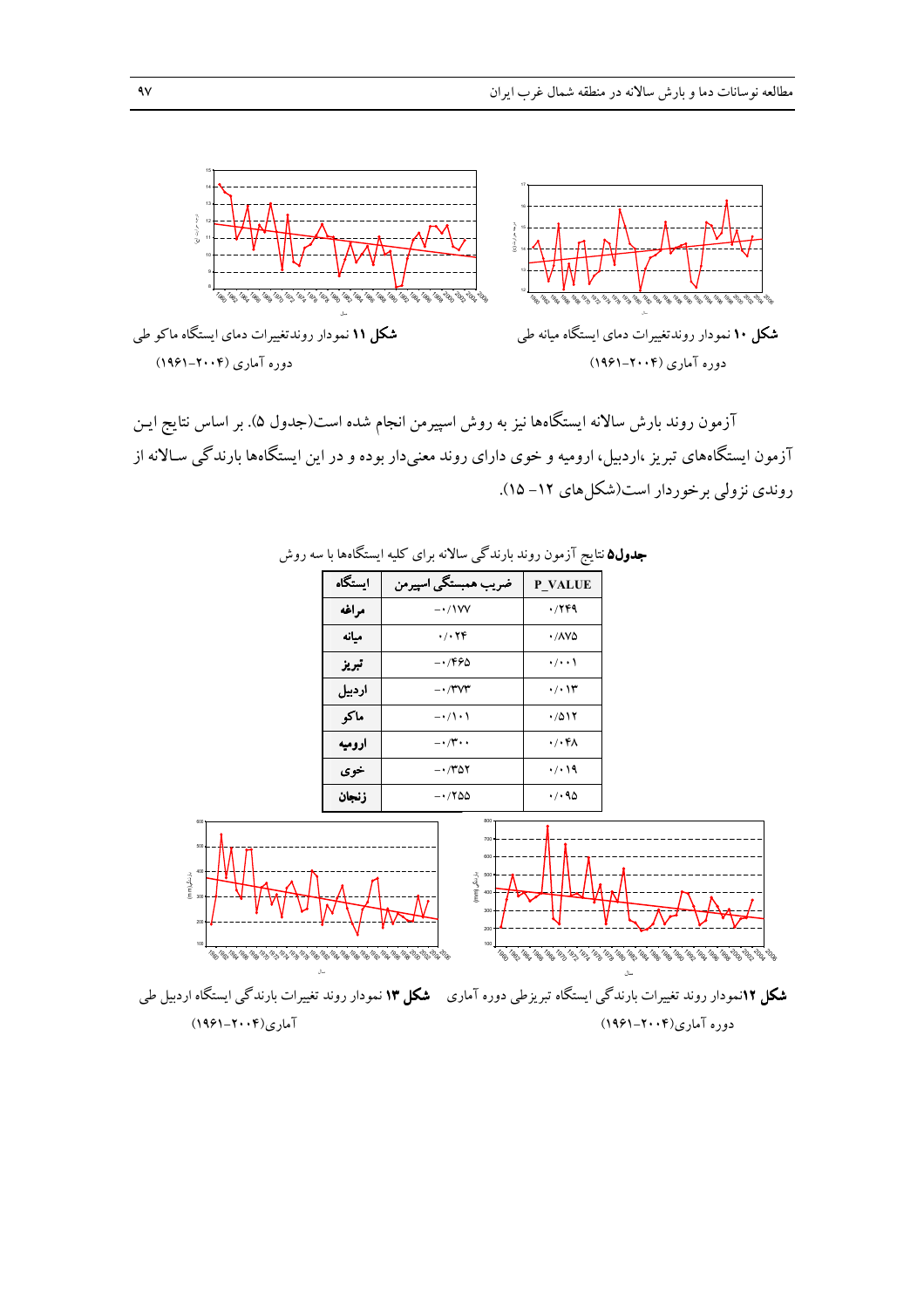**شکل ۱۱** نمودار روندتغییرات دمای ایستگاه ماکو طی دوره آماری (۲۰۰۴-۱۹۶۱)

**شکل ۱۰** نمودار روندتغییرات دمای ایستگاه میانه طی دوره آماری (۲۰۰۴-۱۹۶۱)

آزمون روند بارش سالانه ایستگاه‌ها نیز به روش اسپیرمن انجام شده است(جدول ۵). بر اساس نتایج این آزمون ایستگاه‌های تبریز ،اردبیل، ارومیه و خوی دارای روند معنی‌دار بوده و در این ایستگاه‌ها بارندگی سالانه از روندی نزولی برخوردار است(شکل‌های ۱۲- ۱۵).

**جدول۵** نتایج آزمون روند بارندگی سالانه برای کلیه ایستگاه‌ها با سه روش

| ایستگاه | ضریب همبستگی اسپیرمن | P_VALUE |
| --- | --- | --- |
| مراغه | -۰/۱۷۷ | ۰/۲۴۹ |
| میانه | ۰/۰۲۴ | ۰/۸۷۵ |
| تبریز | -۰/۴۶۵ | ۰/۰۰۱ |
| اردبیل | -۰/۳۷۳ | ۰/۰۱۳ |
| ماکو | -۰/۱۰۱ | ۰/۵۱۲ |
| ارومیه | -۰/۳۰۰ | ۰/۰۴۸ |
| خوی | -۰/۳۵۲ | ۰/۰۱۹ |
| زنجان | -۰/۲۵۵ | ۰/۰۹۵ |

**شکل ۱۳** نمودار روند تغییرات بارندگی ایستگاه اردبیل طی دوره آماری(۲۰۰۴-۱۹۶۱)

**شکل ۱۲**نمودار روند تغییرات بارندگی ایستگاه تبریزطی دوره آماری(۲۰۰۴-۱۹۶۱)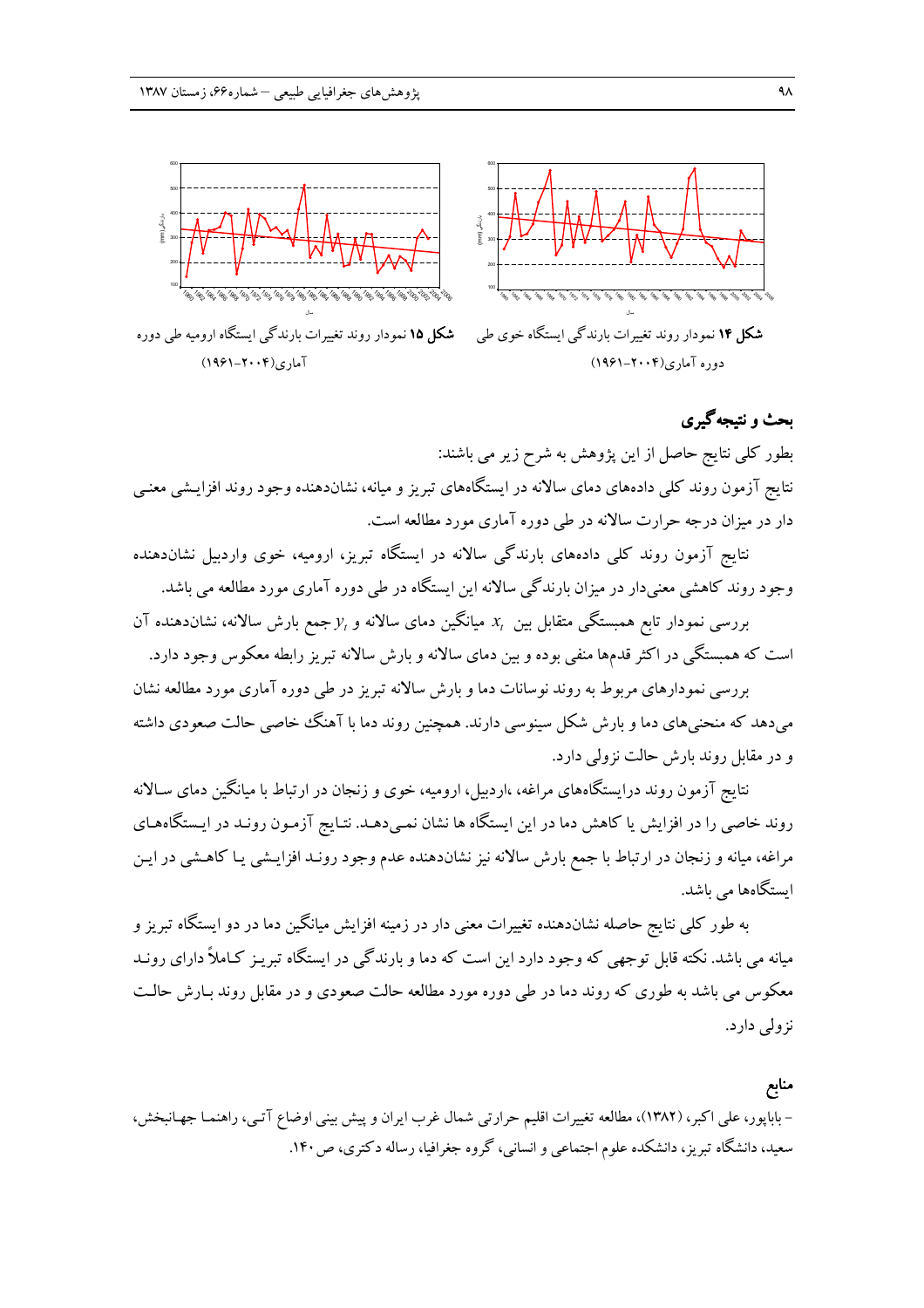**شکل ۱۴** نمودار روند تغییرات بارندگی ایستگاه خوی طی دوره آماری(۲۰۰۴-۱۹۶۱)

**شکل ۱۵** نمودار روند تغییرات بارندگی ایستگاه ارومیه طی دوره آماری(۲۰۰۴-۱۹۶۱)

## بحث و نتیجه‌گیری

بطور کلی نتایج حاصل از این پژوهش به شرح زیر می باشند:

نتایج آزمون روند کلی داده‌های دمای سالانه در ایستگاه‌های تبریز و میانه، نشان‌دهنده وجود روند افزایشی معنی دار در میزان درجه حرارت سالانه در طی دوره آماری مورد مطالعه است.

نتایج آزمون روند کلی داده‌های بارندگی سالانه در ایستگاه تبریز، ارومیه، خوی واردبیل نشان‌دهنده وجود روند کاهشی معنی‌دار در میزان بارندگی سالانه این ایستگاه در طی دوره آماری مورد مطالعه می باشد.

بررسی نمودار تابع همبستگی متقابل بین $x_t$ میانگین دمای سالانه و $y_t$ جمع بارش سالانه، نشان‌دهنده آن است که همبستگی در اکثر قدمها منفی بوده و بین دمای سالانه و بارش سالانه تبریز رابطه معکوس وجود دارد.

بررسی نمودارهای مربوط به روند نوسانات دما و بارش سالانه تبریز در طی دوره آماری مورد مطالعه نشان می‌دهد که منحنی‌های دما و بارش شکل سینوسی دارند. همچنین روند دما با آهنگ خاصی حالت صعودی داشته و در مقابل روند بارش حالت نزولی دارد.

نتایج آزمون روند درایستگاه‌های مراغه، ،اردبیل، ارومیه، خوی و زنجان در ارتباط با میانگین دمای سالانه روند خاصی را در افزایش یا کاهش دما در این ایستگاه ها نشان نمی‌دهد. نتایج آزمون روند در ایستگاه‌های مراغه، میانه و زنجان در ارتباط با جمع بارش سالانه نیز نشان‌دهنده عدم وجود روند افزایشی یا کاهشی در این ایستگاه‌ها می باشد.

به طور کلی نتایج حاصله نشان‌دهنده تغییرات معنی دار در زمینه افزایش میانگین دما در دو ایستگاه تبریز و میانه می باشد. نکته قابل توجهی که وجود دارد این است که دما و بارندگی در ایستگاه تبریز کاملاً دارای روند معکوس می باشد به طوری که روند دما در طی دوره مورد مطالعه حالت صعودی و در مقابل روند بارش حالت نزولی دارد.

## منابع

- باباپور، علی اکبر، (۱۳۸۲)، مطالعه تغییرات اقلیم حرارتی شمال غرب ایران و پیش بینی اوضاع آتی، راهنما جهانبخش، سعید، دانشگاه تبریز، دانشکده علوم اجتماعی و انسانی، گروه جغرافیا، رساله دکتری، ص ۱۴۰.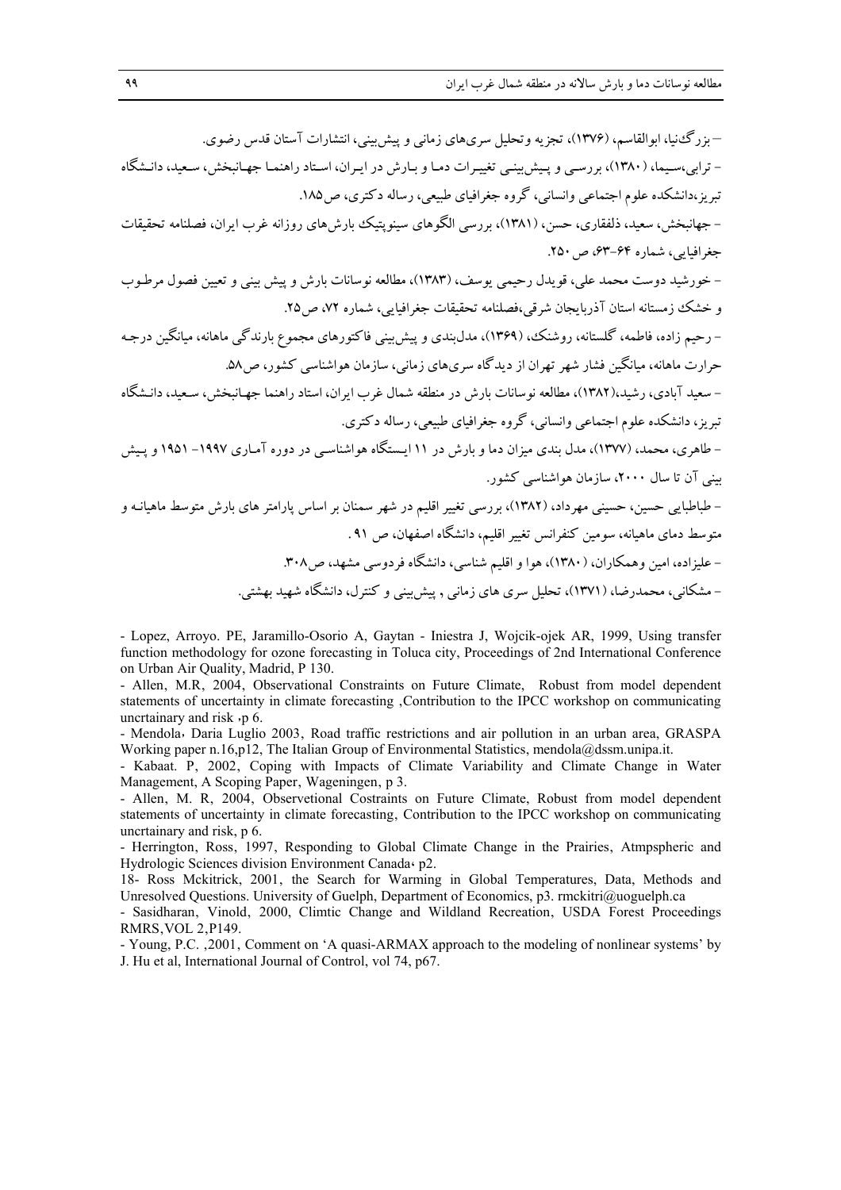– بزرگ‌نیا، ابوالقاسم، (۱۳۷۶)، تجزیه وتحلیل سری‌های زمانی و پیش‌بینی، انتشارات آستان قدس رضوی.

– ترابی،سیما، (۱۳۸۰)، بررسی و پیش‌بینی تغییرات دما و بارش در ایران، استاد راهنما جهانبخش، سعید، دانشگاه تبریز،دانشکده علوم اجتماعی وانسانی، گروه جغرافیای طبیعی، رساله دکتری، ص۱۸۵.

– جهانبخش، سعید، ذلفقاری، حسن، (۱۳۸۱)، بررسی الگوهای سینوپتیک بارش‌های روزانه غرب ایران، فصلنامه تحقیقات جغرافیایی، شماره ۶۴-۶۳، ص ۲۵۰.

– خورشید دوست محمد علی، قویدل رحیمی یوسف، (۱۳۸۳)، مطالعه نوسانات بارش و پیش بینی و تعیین فصول مرطوب و خشک زمستانه استان آذربایجان شرقی،فصلنامه تحقیقات جغرافیایی، شماره ۷۲، ص۲۵.

– رحیم زاده، فاطمه، گلستانه، روشنک، (۱۳۶۹)، مدل‌بندی و پیش‌بینی فاکتورهای مجموع بارندگی ماهانه، میانگین درجه حرارت ماهانه، میانگین فشار شهر تهران از دیدگاه سری‌های زمانی، سازمان هواشناسی کشور، ص۵۸.

– سعید آبادی، رشید،(۱۳۸۲)، مطالعه نوسانات بارش در منطقه شمال غرب ایران، استاد راهنما جهانبخش، سعید، دانشگاه تبریز، دانشکده علوم اجتماعی وانسانی، گروه جغرافیای طبیعی، رساله دکتری.

– طاهری، محمد، (۱۳۷۷)، مدل بندی میزان دما و بارش در ۱۱ ایستگاه هواشناسی در دوره آماری ۱۹۹۷- ۱۹۵۱ و پیش بینی آن تا سال ۲۰۰۰، سازمان هواشناسی کشور.

– طباطبایی حسین، حسینی مهرداد، (۱۳۸۲)، بررسی تغییر اقلیم در شهر سمنان بر اساس پارامتر های بارش متوسط ماهیانه و متوسط دمای ماهیانه، سومین کنفرانس تغییر اقلیم، دانشگاه اصفهان، ص ۹۱ .

– علیزاده، امین وهمکاران، (۱۳۸۰)، هوا و اقلیم شناسی، دانشگاه فردوسی مشهد، ص۳۰۸.

– مشکانی، محمدرضا، (۱۳۷۱)، تحلیل سری های زمانی , پیش‌بینی و کنترل، دانشگاه شهید بهشتی.

- Lopez, Arroyo. PE, Jaramillo-Osorio A, Gaytan - Iniestra J, Wojcik-ojek AR, 1999, Using transfer function methodology for ozone forecasting in Toluca city, Proceedings of 2nd International Conference on Urban Air Quality, Madrid, P 130.

- Allen, M.R, 2004, Observational Constraints on Future Climate, Robust from model dependent statements of uncertainty in climate forecasting ,Contribution to the IPCC workshop on communicating uncrtainary and risk ,p 6.

- Mendola، Daria Luglio 2003, Road traffic restrictions and air pollution in an urban area, GRASPA Working paper n.16,p12, The Italian Group of Environmental Statistics, mendola@dssm.unipa.it.

- Kabaat. P, 2002, Coping with Impacts of Climate Variability and Climate Change in Water Management, A Scoping Paper, Wageningen, p 3.

- Allen, M. R, 2004, Observetional Costraints on Future Climate, Robust from model dependent statements of uncertainty in climate forecasting, Contribution to the IPCC workshop on communicating uncrtainary and risk, p 6.

- Herrington, Ross, 1997, Responding to Global Climate Change in the Prairies, Atmpspheric and Hydrologic Sciences division Environment Canada، p2.

18- Ross Mckitrick, 2001, the Search for Warming in Global Temperatures, Data, Methods and Unresolved Questions. University of Guelph, Department of Economics, p3. rmckitri@uoguelph.ca

- Sasidharan, Vinold, 2000, Climtic Change and Wildland Recreation, USDA Forest Proceedings RMRS,VOL 2,P149.

- Young, P.C. ,2001, Comment on 'A quasi-ARMAX approach to the modeling of nonlinear systems' by J. Hu et al, International Journal of Control, vol 74, p67.